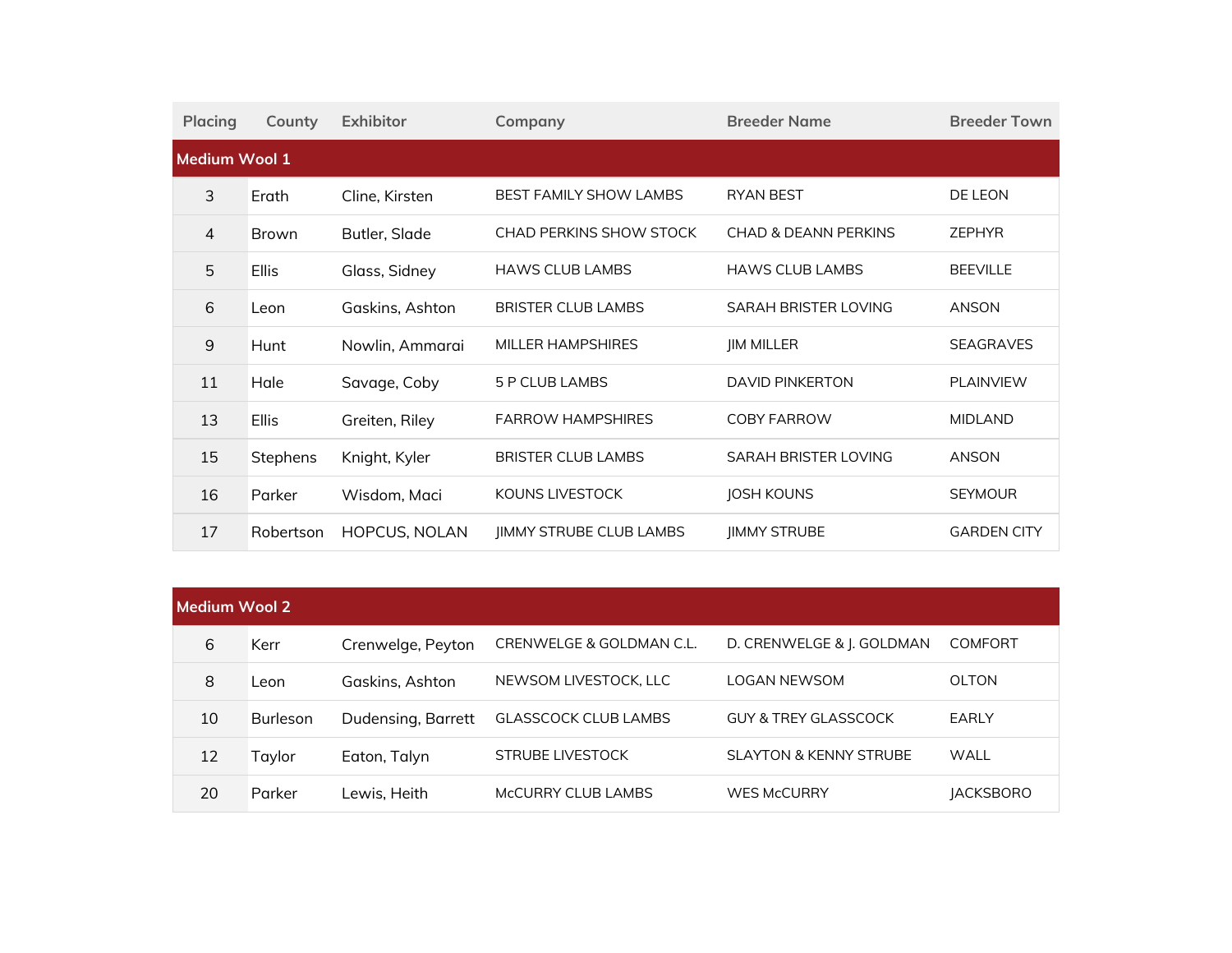| Placing | County | Exhibitor | Company | Breeder Name | Breeder Town |
|---|---|---|---|---|---|
| **Medium Wool 1** | | | | | |
| 3 | Erath | Cline, Kirsten | BEST FAMILY SHOW LAMBS | RYAN BEST | DE LEON |
| 4 | Brown | Butler, Slade | CHAD PERKINS SHOW STOCK | CHAD & DEANN PERKINS | ZEPHYR |
| 5 | Ellis | Glass, Sidney | HAWS CLUB LAMBS | HAWS CLUB LAMBS | BEEVILLE |
| 6 | Leon | Gaskins, Ashton | BRISTER CLUB LAMBS | SARAH BRISTER LOVING | ANSON |
| 9 | Hunt | Nowlin, Ammarai | MILLER HAMPSHIRES | JIM MILLER | SEAGRAVES |
| 11 | Hale | Savage, Coby | 5 P CLUB LAMBS | DAVID PINKERTON | PLAINVIEW |
| 13 | Ellis | Greiten, Riley | FARROW HAMPSHIRES | COBY FARROW | MIDLAND |
| 15 | Stephens | Knight, Kyler | BRISTER CLUB LAMBS | SARAH BRISTER LOVING | ANSON |
| 16 | Parker | Wisdom, Maci | KOUNS LIVESTOCK | JOSH KOUNS | SEYMOUR |
| 17 | Robertson | HOPCUS, NOLAN | JIMMY STRUBE CLUB LAMBS | JIMMY STRUBE | GARDEN CITY |
| **Medium Wool 2** | | | | | |
| 6 | Kerr | Crenwelge, Peyton | CRENWELGE & GOLDMAN C.L. | D. CRENWELGE & J. GOLDMAN | COMFORT |
| 8 | Leon | Gaskins, Ashton | NEWSOM LIVESTOCK, LLC | LOGAN NEWSOM | OLTON |
| 10 | Burleson | Dudensing, Barrett | GLASSCOCK CLUB LAMBS | GUY & TREY GLASSCOCK | EARLY |
| 12 | Taylor | Eaton, Talyn | STRUBE LIVESTOCK | SLAYTON & KENNY STRUBE | WALL |
| 20 | Parker | Lewis, Heith | McCURRY CLUB LAMBS | WES McCURRY | JACKSBORO |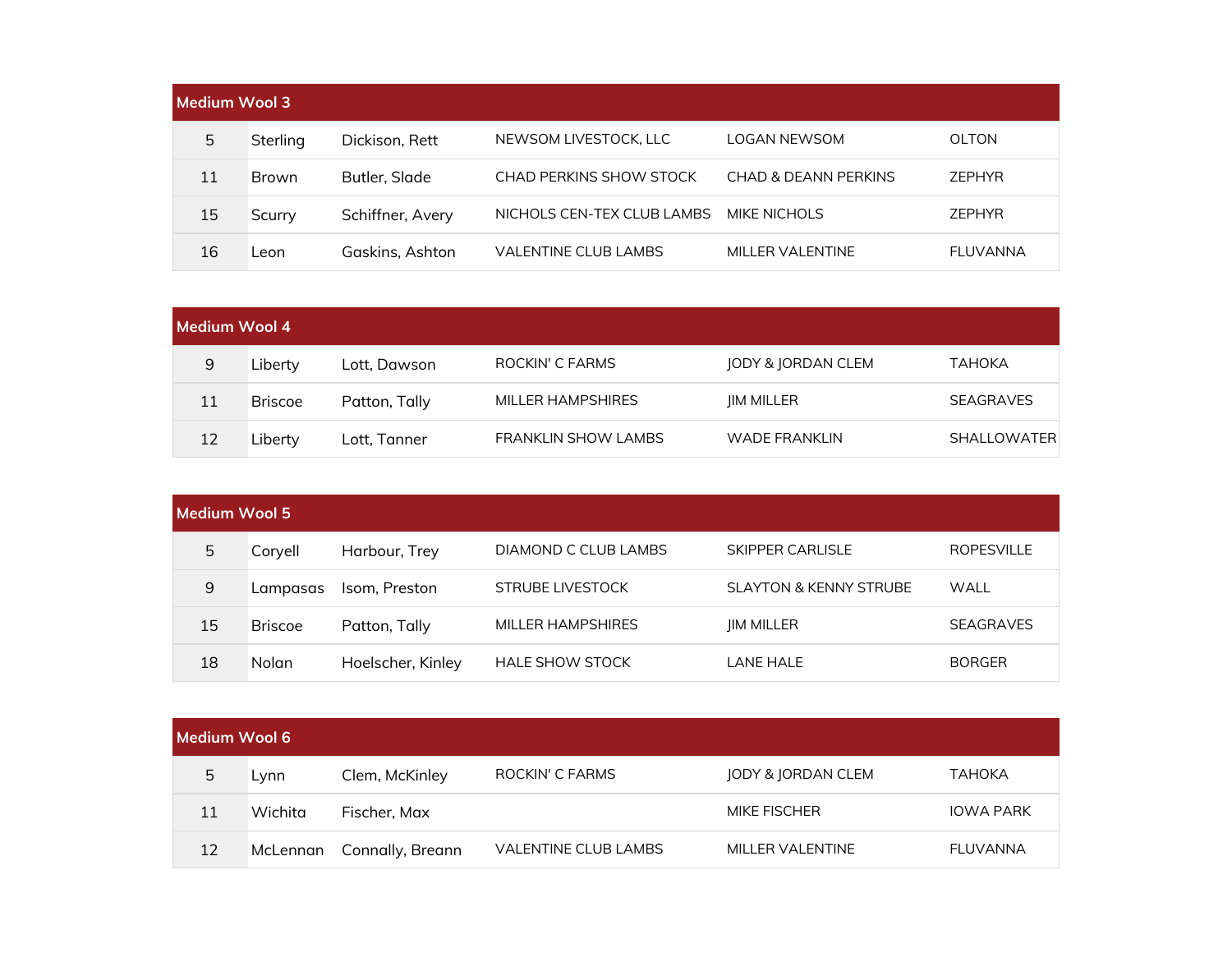| Medium Wool 3 | | | | | |
|---|---|---|---|---|---|
| 5 | Sterling | Dickison, Rett | NEWSOM LIVESTOCK, LLC | LOGAN NEWSOM | OLTON |
| 11 | Brown | Butler, Slade | CHAD PERKINS SHOW STOCK | CHAD & DEANN PERKINS | ZEPHYR |
| 15 | Scurry | Schiffner, Avery | NICHOLS CEN-TEX CLUB LAMBS | MIKE NICHOLS | ZEPHYR |
| 16 | Leon | Gaskins, Ashton | VALENTINE CLUB LAMBS | MILLER VALENTINE | FLUVANNA |

| Medium Wool 4 | | | | | |
|---|---|---|---|---|---|
| 9 | Liberty | Lott, Dawson | ROCKIN' C FARMS | JODY & JORDAN CLEM | TAHOKA |
| 11 | Briscoe | Patton, Tally | MILLER HAMPSHIRES | JIM MILLER | SEAGRAVES |
| 12 | Liberty | Lott, Tanner | FRANKLIN SHOW LAMBS | WADE FRANKLIN | SHALLOWATER |

| Medium Wool 5 | | | | | |
|---|---|---|---|---|---|
| 5 | Coryell | Harbour, Trey | DIAMOND C CLUB LAMBS | SKIPPER CARLISLE | ROPESVILLE |
| 9 | Lampasas | Isom, Preston | STRUBE LIVESTOCK | SLAYTON & KENNY STRUBE | WALL |
| 15 | Briscoe | Patton, Tally | MILLER HAMPSHIRES | JIM MILLER | SEAGRAVES |
| 18 | Nolan | Hoelscher, Kinley | HALE SHOW STOCK | LANE HALE | BORGER |

| Medium Wool 6 | | | | | |
|---|---|---|---|---|---|
| 5 | Lynn | Clem, McKinley | ROCKIN' C FARMS | JODY & JORDAN CLEM | TAHOKA |
| 11 | Wichita | Fischer, Max | | MIKE FISCHER | IOWA PARK |
| 12 | McLennan | Connally, Breann | VALENTINE CLUB LAMBS | MILLER VALENTINE | FLUVANNA |